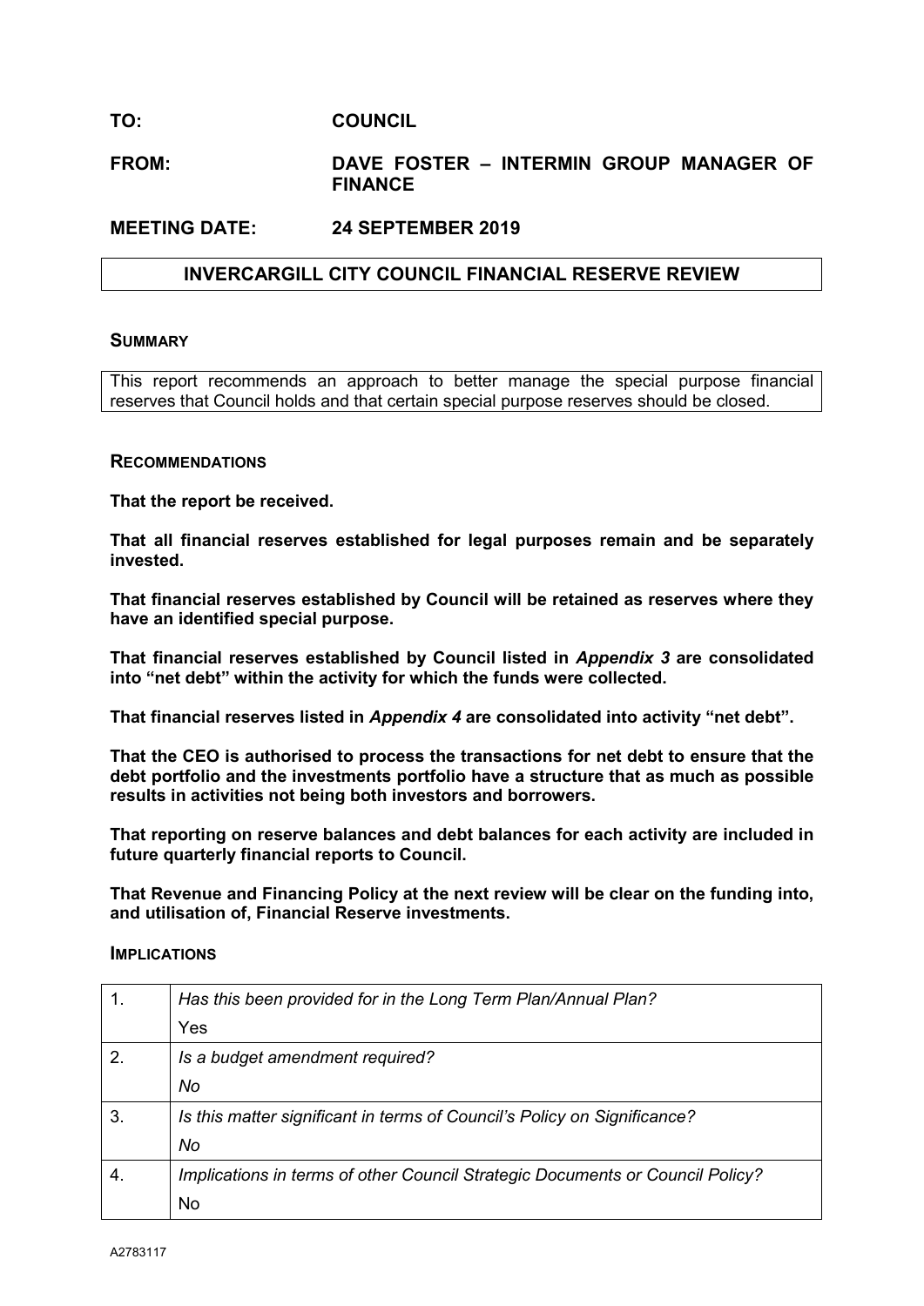**TO:** **COUNCIL**

**FROM:** **DAVE FOSTER – INTERMIN GROUP MANAGER OF FINANCE**

**MEETING DATE:** **24 SEPTEMBER 2019**

# INVERCARGILL CITY COUNCIL FINANCIAL RESERVE REVIEW

## SUMMARY

This report recommends an approach to better manage the special purpose financial reserves that Council holds and that certain special purpose reserves should be closed.

## RECOMMENDATIONS

**That the report be received.**

**That all financial reserves established for legal purposes remain and be separately invested.**

**That financial reserves established by Council will be retained as reserves where they have an identified special purpose.**

**That financial reserves established by Council listed in *Appendix 3* are consolidated into "net debt" within the activity for which the funds were collected.**

**That financial reserves listed in *Appendix 4* are consolidated into activity "net debt".**

**That the CEO is authorised to process the transactions for net debt to ensure that the debt portfolio and the investments portfolio have a structure that as much as possible results in activities not being both investors and borrowers.**

**That reporting on reserve balances and debt balances for each activity are included in future quarterly financial reports to Council.**

**That Revenue and Financing Policy at the next review will be clear on the funding into, and utilisation of, Financial Reserve investments.**

## IMPLICATIONS

| | |
|---|---|
| 1. | *Has this been provided for in the Long Term Plan/Annual Plan?*<br>Yes |
| 2. | *Is a budget amendment required?*<br>*No* |
| 3. | *Is this matter significant in terms of Council's Policy on Significance?*<br>*No* |
| 4. | *Implications in terms of other Council Strategic Documents or Council Policy?*<br>No |

A2783117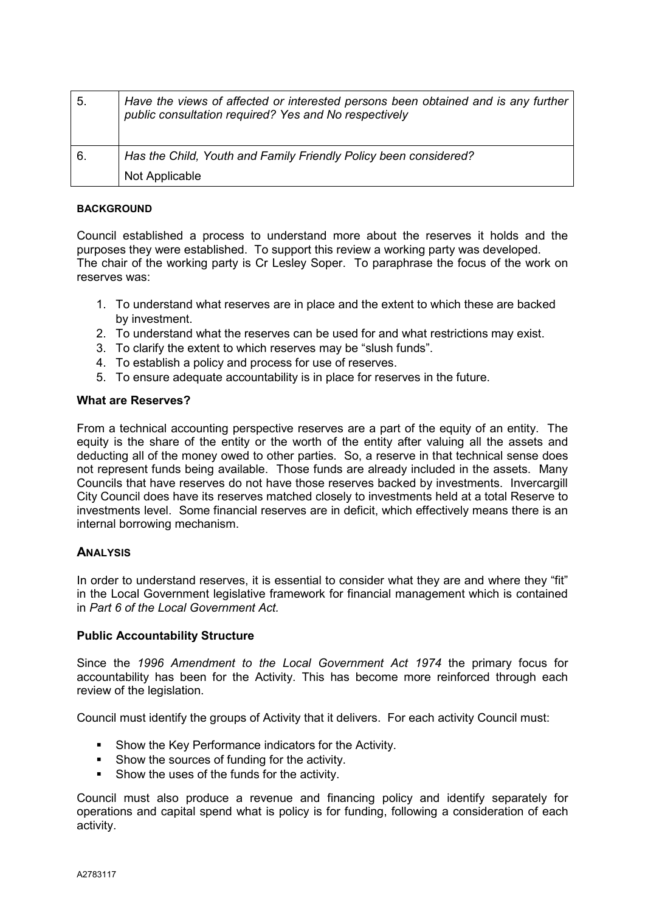| 5. | *Have the views of affected or interested persons been obtained and is any further public consultation required? Yes and No respectively* |
|---|---|
| 6. | *Has the Child, Youth and Family Friendly Policy been considered?* Not Applicable |

#### BACKGROUND

Council established a process to understand more about the reserves it holds and the purposes they were established. To support this review a working party was developed. The chair of the working party is Cr Lesley Soper. To paraphrase the focus of the work on reserves was:

1. To understand what reserves are in place and the extent to which these are backed by investment.
2. To understand what the reserves can be used for and what restrictions may exist.
3. To clarify the extent to which reserves may be "slush funds".
4. To establish a policy and process for use of reserves.
5. To ensure adequate accountability is in place for reserves in the future.

#### What are Reserves?

From a technical accounting perspective reserves are a part of the equity of an entity. The equity is the share of the entity or the worth of the entity after valuing all the assets and deducting all of the money owed to other parties. So, a reserve in that technical sense does not represent funds being available. Those funds are already included in the assets. Many Councils that have reserves do not have those reserves backed by investments. Invercargill City Council does have its reserves matched closely to investments held at a total Reserve to investments level. Some financial reserves are in deficit, which effectively means there is an internal borrowing mechanism.

#### ANALYSIS

In order to understand reserves, it is essential to consider what they are and where they "fit" in the Local Government legislative framework for financial management which is contained in *Part 6 of the Local Government Act.*

#### Public Accountability Structure

Since the *1996 Amendment to the Local Government Act 1974* the primary focus for accountability has been for the Activity. This has become more reinforced through each review of the legislation.

Council must identify the groups of Activity that it delivers. For each activity Council must:

- Show the Key Performance indicators for the Activity.
- Show the sources of funding for the activity.
- Show the uses of the funds for the activity.

Council must also produce a revenue and financing policy and identify separately for operations and capital spend what is policy is for funding, following a consideration of each activity.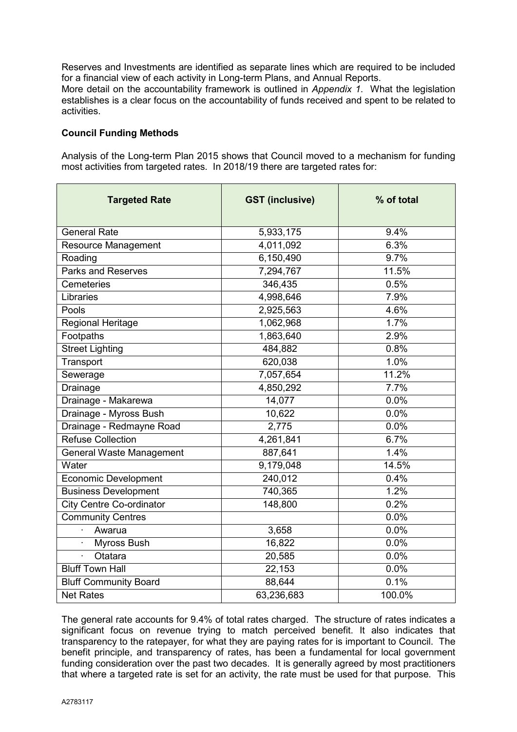Reserves and Investments are identified as separate lines which are required to be included for a financial view of each activity in Long-term Plans, and Annual Reports.
More detail on the accountability framework is outlined in *Appendix 1*. What the legislation establishes is a clear focus on the accountability of funds received and spent to be related to activities.

**Council Funding Methods**

Analysis of the Long-term Plan 2015 shows that Council moved to a mechanism for funding most activities from targeted rates. In 2018/19 there are targeted rates for:

| Targeted Rate | GST (inclusive) | % of total |
|---|---|---|
| General Rate | 5,933,175 | 9.4% |
| Resource Management | 4,011,092 | 6.3% |
| Roading | 6,150,490 | 9.7% |
| Parks and Reserves | 7,294,767 | 11.5% |
| Cemeteries | 346,435 | 0.5% |
| Libraries | 4,998,646 | 7.9% |
| Pools | 2,925,563 | 4.6% |
| Regional Heritage | 1,062,968 | 1.7% |
| Footpaths | 1,863,640 | 2.9% |
| Street Lighting | 484,882 | 0.8% |
| Transport | 620,038 | 1.0% |
| Sewerage | 7,057,654 | 11.2% |
| Drainage | 4,850,292 | 7.7% |
| Drainage - Makarewa | 14,077 | 0.0% |
| Drainage - Myross Bush | 10,622 | 0.0% |
| Drainage - Redmayne Road | 2,775 | 0.0% |
| Refuse Collection | 4,261,841 | 6.7% |
| General Waste Management | 887,641 | 1.4% |
| Water | 9,179,048 | 14.5% |
| Economic Development | 240,012 | 0.4% |
| Business Development | 740,365 | 1.2% |
| City Centre Co-ordinator | 148,800 | 0.2% |
| Community Centres | | 0.0% |
| · Awarua | 3,658 | 0.0% |
| · Myross Bush | 16,822 | 0.0% |
| · Otatara | 20,585 | 0.0% |
| Bluff Town Hall | 22,153 | 0.0% |
| Bluff Community Board | 88,644 | 0.1% |
| Net Rates | 63,236,683 | 100.0% |

The general rate accounts for 9.4% of total rates charged. The structure of rates indicates a significant focus on revenue trying to match perceived benefit. It also indicates that transparency to the ratepayer, for what they are paying rates for is important to Council. The benefit principle, and transparency of rates, has been a fundamental for local government funding consideration over the past two decades. It is generally agreed by most practitioners that where a targeted rate is set for an activity, the rate must be used for that purpose. This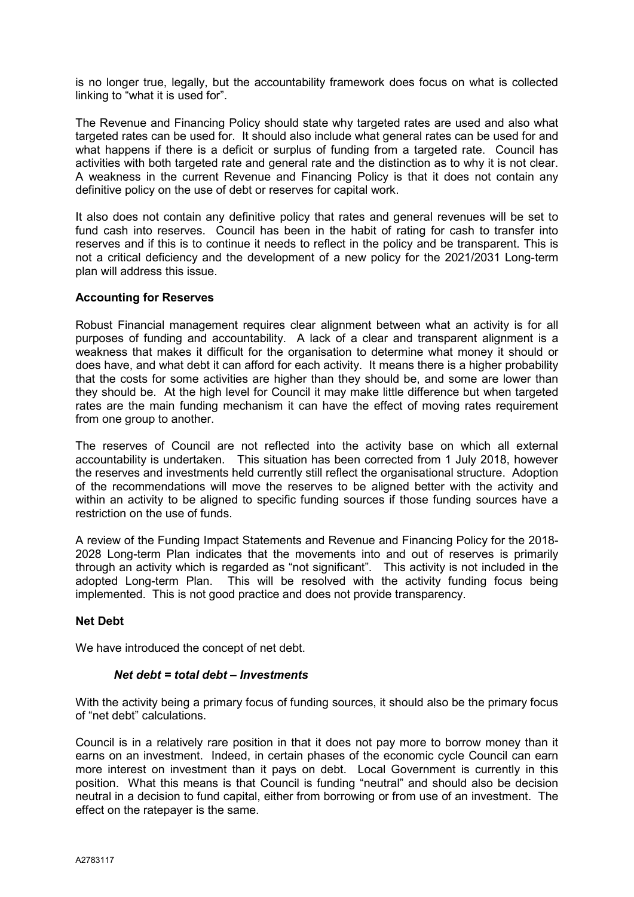is no longer true, legally, but the accountability framework does focus on what is collected linking to "what it is used for".

The Revenue and Financing Policy should state why targeted rates are used and also what targeted rates can be used for. It should also include what general rates can be used for and what happens if there is a deficit or surplus of funding from a targeted rate. Council has activities with both targeted rate and general rate and the distinction as to why it is not clear. A weakness in the current Revenue and Financing Policy is that it does not contain any definitive policy on the use of debt or reserves for capital work.

It also does not contain any definitive policy that rates and general revenues will be set to fund cash into reserves. Council has been in the habit of rating for cash to transfer into reserves and if this is to continue it needs to reflect in the policy and be transparent. This is not a critical deficiency and the development of a new policy for the 2021/2031 Long-term plan will address this issue.

**Accounting for Reserves**

Robust Financial management requires clear alignment between what an activity is for all purposes of funding and accountability. A lack of a clear and transparent alignment is a weakness that makes it difficult for the organisation to determine what money it should or does have, and what debt it can afford for each activity. It means there is a higher probability that the costs for some activities are higher than they should be, and some are lower than they should be. At the high level for Council it may make little difference but when targeted rates are the main funding mechanism it can have the effect of moving rates requirement from one group to another.

The reserves of Council are not reflected into the activity base on which all external accountability is undertaken. This situation has been corrected from 1 July 2018, however the reserves and investments held currently still reflect the organisational structure. Adoption of the recommendations will move the reserves to be aligned better with the activity and within an activity to be aligned to specific funding sources if those funding sources have a restriction on the use of funds.

A review of the Funding Impact Statements and Revenue and Financing Policy for the 2018-2028 Long-term Plan indicates that the movements into and out of reserves is primarily through an activity which is regarded as "not significant". This activity is not included in the adopted Long-term Plan. This will be resolved with the activity funding focus being implemented. This is not good practice and does not provide transparency.

**Net Debt**

We have introduced the concept of net debt.

***Net debt = total debt – Investments***

With the activity being a primary focus of funding sources, it should also be the primary focus of "net debt" calculations.

Council is in a relatively rare position in that it does not pay more to borrow money than it earns on an investment. Indeed, in certain phases of the economic cycle Council can earn more interest on investment than it pays on debt. Local Government is currently in this position. What this means is that Council is funding "neutral" and should also be decision neutral in a decision to fund capital, either from borrowing or from use of an investment. The effect on the ratepayer is the same.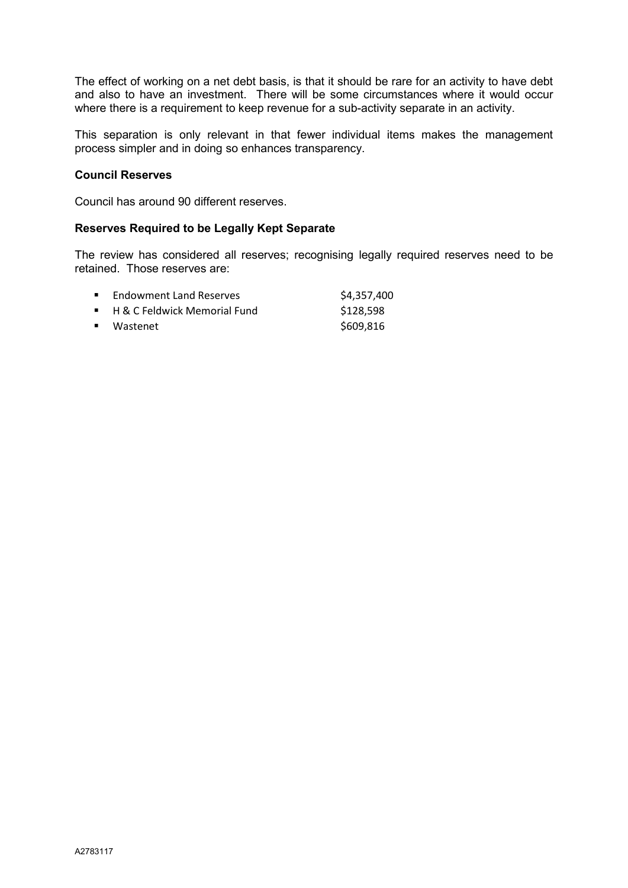The effect of working on a net debt basis, is that it should be rare for an activity to have debt and also to have an investment. There will be some circumstances where it would occur where there is a requirement to keep revenue for a sub-activity separate in an activity.

This separation is only relevant in that fewer individual items makes the management process simpler and in doing so enhances transparency.

**Council Reserves**

Council has around 90 different reserves.

**Reserves Required to be Legally Kept Separate**

The review has considered all reserves; recognising legally required reserves need to be retained. Those reserves are:

- Endowment Land Reserves $4,357,400
- H & C Feldwick Memorial Fund $128,598
- Wastenet $609,816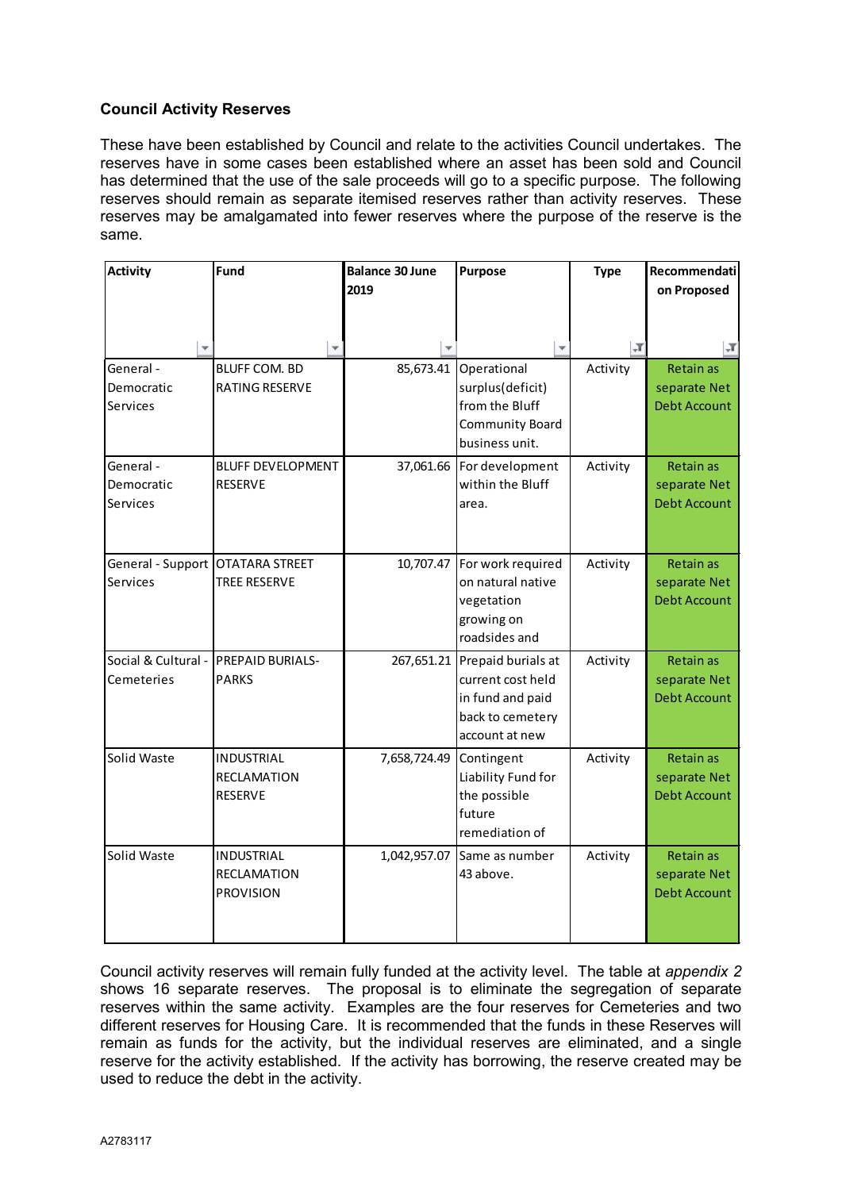**Council Activity Reserves**

These have been established by Council and relate to the activities Council undertakes. The reserves have in some cases been established where an asset has been sold and Council has determined that the use of the sale proceeds will go to a specific purpose. The following reserves should remain as separate itemised reserves rather than activity reserves. These reserves may be amalgamated into fewer reserves where the purpose of the reserve is the same.

| Activity | Fund | Balance 30 June 2019 | Purpose | Type | Recommendation Proposed |
|---|---|---|---|---|---|
| General - Democratic Services | BLUFF COM. BD RATING RESERVE | 85,673.41 | Operational surplus(deficit) from the Bluff Community Board business unit. | Activity | Retain as separate Net Debt Account |
| General - Democratic Services | BLUFF DEVELOPMENT RESERVE | 37,061.66 | For development within the Bluff area. | Activity | Retain as separate Net Debt Account |
| General - Support Services | OTATARA STREET TREE RESERVE | 10,707.47 | For work required on natural native vegetation growing on roadsides and | Activity | Retain as separate Net Debt Account |
| Social & Cultural - Cemeteries | PREPAID BURIALS-PARKS | 267,651.21 | Prepaid burials at current cost held in fund and paid back to cemetery account at new | Activity | Retain as separate Net Debt Account |
| Solid Waste | INDUSTRIAL RECLAMATION RESERVE | 7,658,724.49 | Contingent Liability Fund for the possible future remediation of | Activity | Retain as separate Net Debt Account |
| Solid Waste | INDUSTRIAL RECLAMATION PROVISION | 1,042,957.07 | Same as number 43 above. | Activity | Retain as separate Net Debt Account |

Council activity reserves will remain fully funded at the activity level. The table at *appendix 2* shows 16 separate reserves. The proposal is to eliminate the segregation of separate reserves within the same activity. Examples are the four reserves for Cemeteries and two different reserves for Housing Care. It is recommended that the funds in these Reserves will remain as funds for the activity, but the individual reserves are eliminated, and a single reserve for the activity established. If the activity has borrowing, the reserve created may be used to reduce the debt in the activity.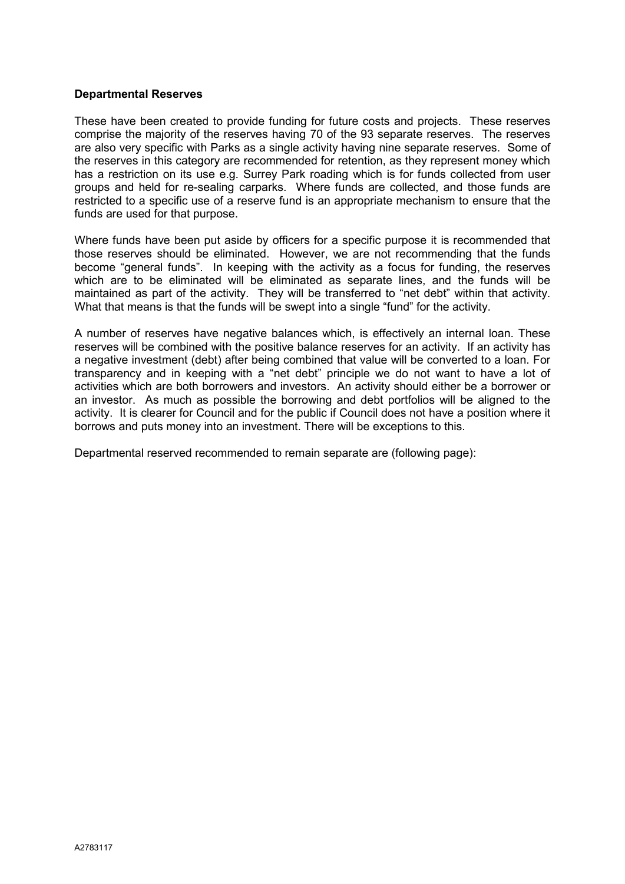**Departmental Reserves**

These have been created to provide funding for future costs and projects. These reserves comprise the majority of the reserves having 70 of the 93 separate reserves. The reserves are also very specific with Parks as a single activity having nine separate reserves. Some of the reserves in this category are recommended for retention, as they represent money which has a restriction on its use e.g. Surrey Park roading which is for funds collected from user groups and held for re-sealing carparks. Where funds are collected, and those funds are restricted to a specific use of a reserve fund is an appropriate mechanism to ensure that the funds are used for that purpose.

Where funds have been put aside by officers for a specific purpose it is recommended that those reserves should be eliminated. However, we are not recommending that the funds become "general funds". In keeping with the activity as a focus for funding, the reserves which are to be eliminated will be eliminated as separate lines, and the funds will be maintained as part of the activity. They will be transferred to "net debt" within that activity. What that means is that the funds will be swept into a single "fund" for the activity.

A number of reserves have negative balances which, is effectively an internal loan. These reserves will be combined with the positive balance reserves for an activity. If an activity has a negative investment (debt) after being combined that value will be converted to a loan. For transparency and in keeping with a "net debt" principle we do not want to have a lot of activities which are both borrowers and investors. An activity should either be a borrower or an investor. As much as possible the borrowing and debt portfolios will be aligned to the activity. It is clearer for Council and for the public if Council does not have a position where it borrows and puts money into an investment. There will be exceptions to this.

Departmental reserved recommended to remain separate are (following page):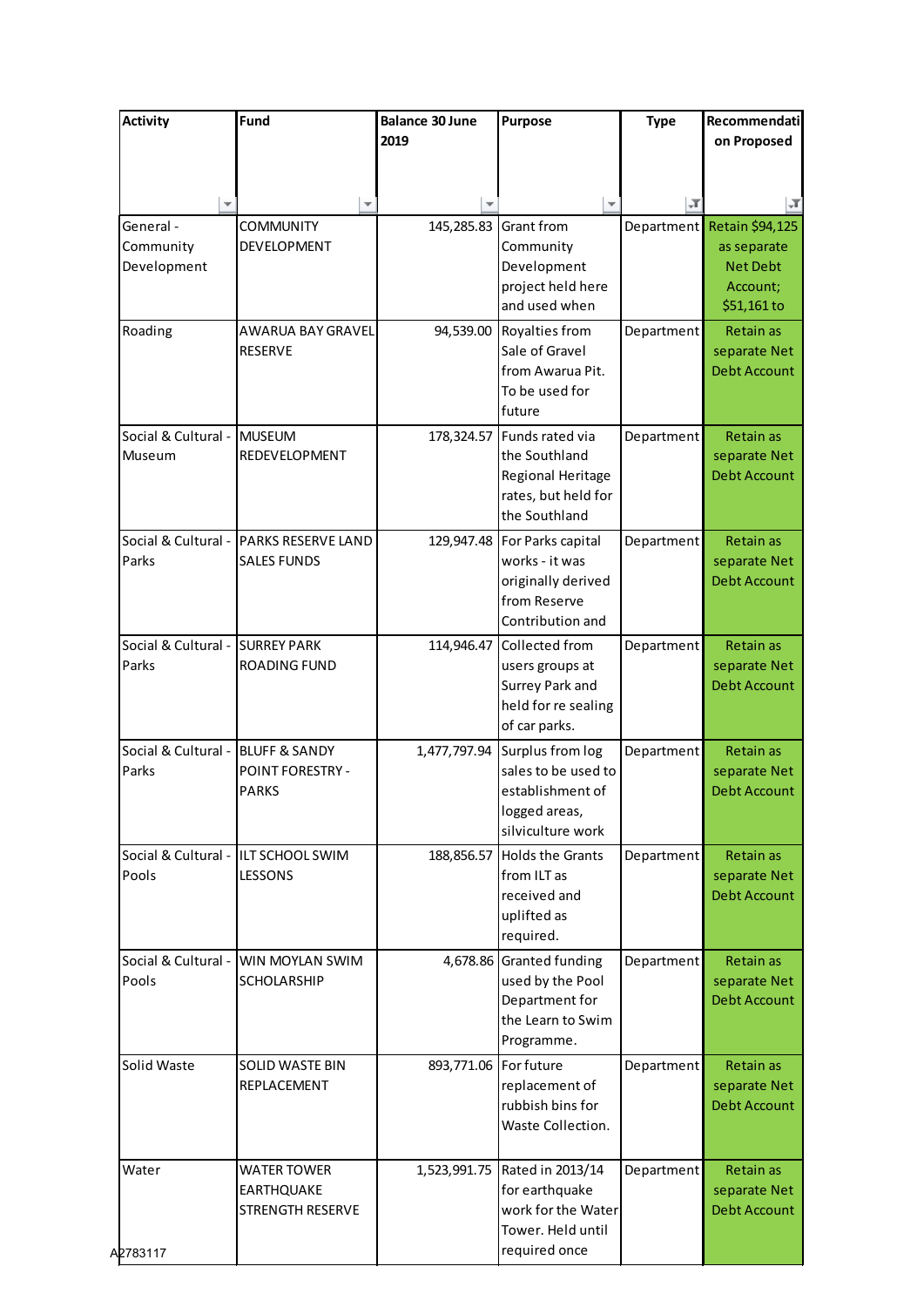| Activity | Fund | Balance 30 June 2019 | Purpose | Type | Recommendation Proposed |
|---|---|---|---|---|---|
| General - Community Development | COMMUNITY DEVELOPMENT | 145,285.83 | Grant from Community Development project held here and used when | Department | Retain $94,125 as separate Net Debt Account; $51,161 to |
| Roading | AWARUA BAY GRAVEL RESERVE | 94,539.00 | Royalties from Sale of Gravel from Awarua Pit. To be used for future | Department | Retain as separate Net Debt Account |
| Social & Cultural - Museum | MUSEUM REDEVELOPMENT | 178,324.57 | Funds rated via the Southland Regional Heritage rates, but held for the Southland | Department | Retain as separate Net Debt Account |
| Social & Cultural - Parks | PARKS RESERVE LAND SALES FUNDS | 129,947.48 | For Parks capital works - it was originally derived from Reserve Contribution and | Department | Retain as separate Net Debt Account |
| Social & Cultural - Parks | SURREY PARK ROADING FUND | 114,946.47 | Collected from users groups at Surrey Park and held for re sealing of car parks. | Department | Retain as separate Net Debt Account |
| Social & Cultural - Parks | BLUFF & SANDY POINT FORESTRY - PARKS | 1,477,797.94 | Surplus from log sales to be used to establishment of logged areas, silviculture work | Department | Retain as separate Net Debt Account |
| Social & Cultural - Pools | ILT SCHOOL SWIM LESSONS | 188,856.57 | Holds the Grants from ILT as received and uplifted as required. | Department | Retain as separate Net Debt Account |
| Social & Cultural - Pools | WIN MOYLAN SWIM SCHOLARSHIP | 4,678.86 | Granted funding used by the Pool Department for the Learn to Swim Programme. | Department | Retain as separate Net Debt Account |
| Solid Waste | SOLID WASTE BIN REPLACEMENT | 893,771.06 | For future replacement of rubbish bins for Waste Collection. | Department | Retain as separate Net Debt Account |
| Water | WATER TOWER EARTHQUAKE STRENGTH RESERVE | 1,523,991.75 | Rated in 2013/14 for earthquake work for the Water Tower. Held until required once | Department | Retain as separate Net Debt Account |

A2783117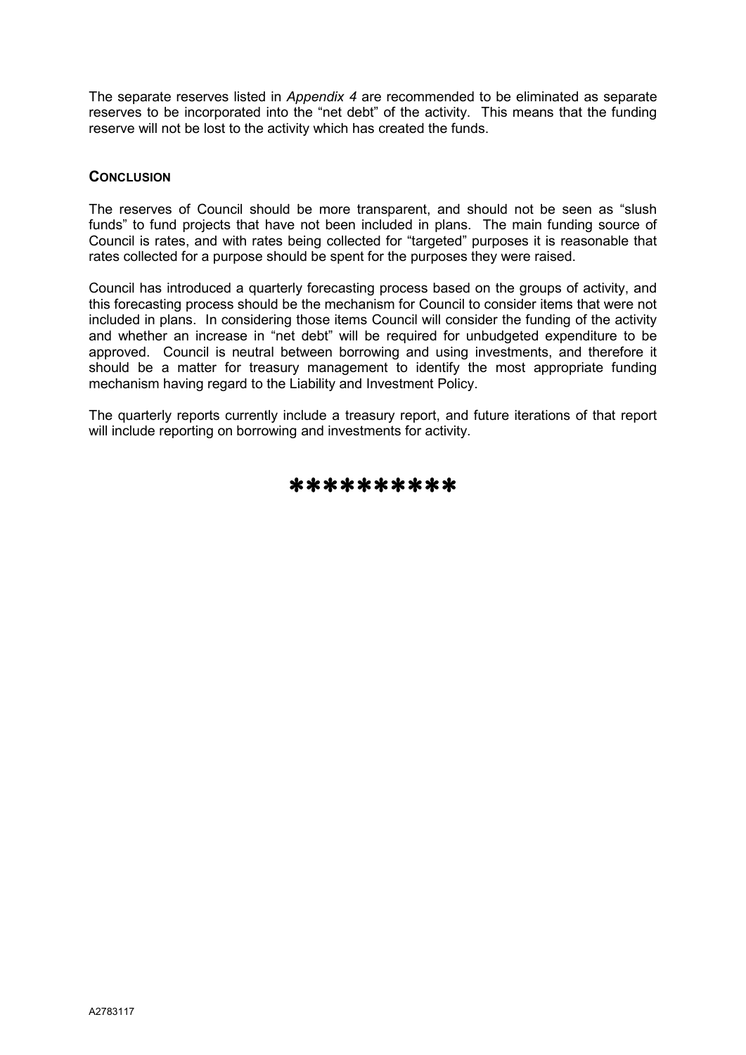The separate reserves listed in *Appendix 4* are recommended to be eliminated as separate reserves to be incorporated into the “net debt” of the activity. This means that the funding reserve will not be lost to the activity which has created the funds.

## CONCLUSION

The reserves of Council should be more transparent, and should not be seen as “slush funds” to fund projects that have not been included in plans. The main funding source of Council is rates, and with rates being collected for “targeted” purposes it is reasonable that rates collected for a purpose should be spent for the purposes they were raised.

Council has introduced a quarterly forecasting process based on the groups of activity, and this forecasting process should be the mechanism for Council to consider items that were not included in plans. In considering those items Council will consider the funding of the activity and whether an increase in “net debt” will be required for unbudgeted expenditure to be approved. Council is neutral between borrowing and using investments, and therefore it should be a matter for treasury management to identify the most appropriate funding mechanism having regard to the Liability and Investment Policy.

The quarterly reports currently include a treasury report, and future iterations of that report will include reporting on borrowing and investments for activity.

**********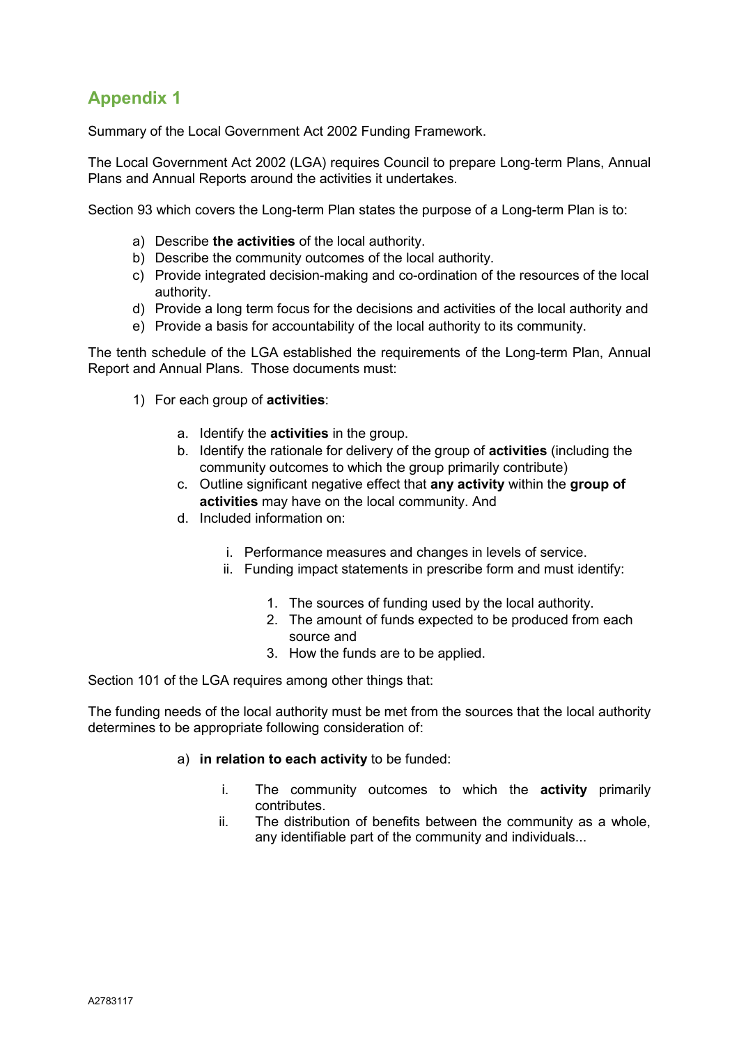## Appendix 1

Summary of the Local Government Act 2002 Funding Framework.

The Local Government Act 2002 (LGA) requires Council to prepare Long-term Plans, Annual Plans and Annual Reports around the activities it undertakes.

Section 93 which covers the Long-term Plan states the purpose of a Long-term Plan is to:

a) Describe **the activities** of the local authority.
b) Describe the community outcomes of the local authority.
c) Provide integrated decision-making and co-ordination of the resources of the local authority.
d) Provide a long term focus for the decisions and activities of the local authority and
e) Provide a basis for accountability of the local authority to its community.

The tenth schedule of the LGA established the requirements of the Long-term Plan, Annual Report and Annual Plans. Those documents must:

1) For each group of **activities**:

   a. Identify the **activities** in the group.
   b. Identify the rationale for delivery of the group of **activities** (including the community outcomes to which the group primarily contribute)
   c. Outline significant negative effect that **any activity** within the **group of activities** may have on the local community. And
   d. Included information on:

      i. Performance measures and changes in levels of service.
      ii. Funding impact statements in prescribe form and must identify:

         1. The sources of funding used by the local authority.
         2. The amount of funds expected to be produced from each source and
         3. How the funds are to be applied.

Section 101 of the LGA requires among other things that:

The funding needs of the local authority must be met from the sources that the local authority determines to be appropriate following consideration of:

a) **in relation to each activity** to be funded:

   i. The community outcomes to which the **activity** primarily contributes.
   ii. The distribution of benefits between the community as a whole, any identifiable part of the community and individuals...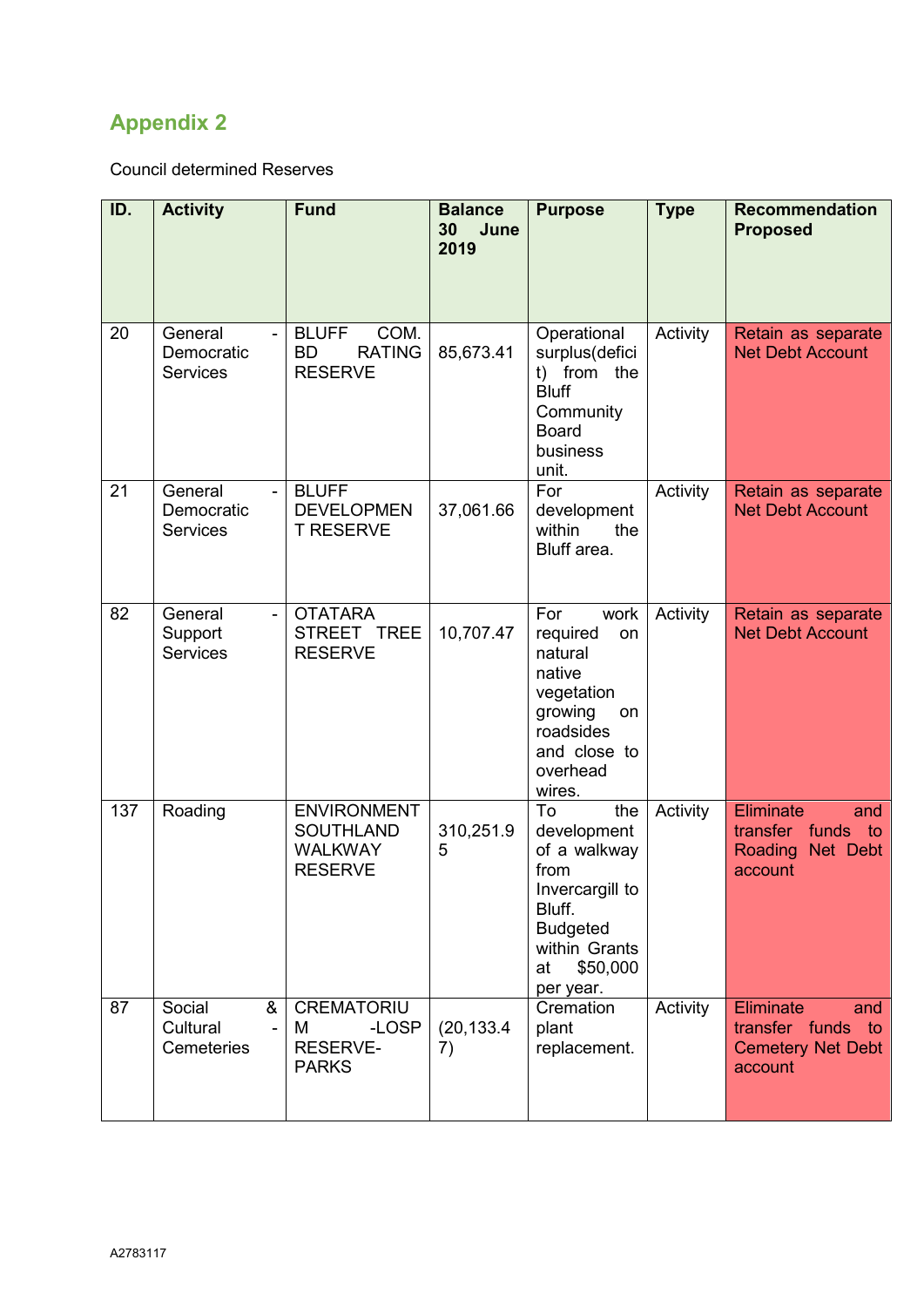## Appendix 2

Council determined Reserves

| ID. | Activity | Fund | Balance 30 June 2019 | Purpose | Type | Recommendation Proposed |
|---|---|---|---|---|---|---|
| 20 | General - Democratic Services | BLUFF COM. BD RATING RESERVE | 85,673.41 | Operational surplus(deficit) from the Bluff Community Board business unit. | Activity | Retain as separate Net Debt Account |
| 21 | General - Democratic Services | BLUFF DEVELOPMENT RESERVE | 37,061.66 | For development within the Bluff area. | Activity | Retain as separate Net Debt Account |
| 82 | General - Support Services | OTATARA STREET TREE RESERVE | 10,707.47 | For work required on natural native vegetation growing on roadsides and close to overhead wires. | Activity | Retain as separate Net Debt Account |
| 137 | Roading | ENVIRONMENT SOUTHLAND WALKWAY RESERVE | 310,251.95 | To the development of a walkway from Invercargill to Bluff. Budgeted within Grants at $50,000 per year. | Activity | Eliminate and transfer funds to Roading Net Debt account |
| 87 | Social & Cultural - Cemeteries | CREMATORIUM -LOSP RESERVE-PARKS | (20,133.47) | Cremation plant replacement. | Activity | Eliminate and transfer funds to Cemetery Net Debt account |

A2783117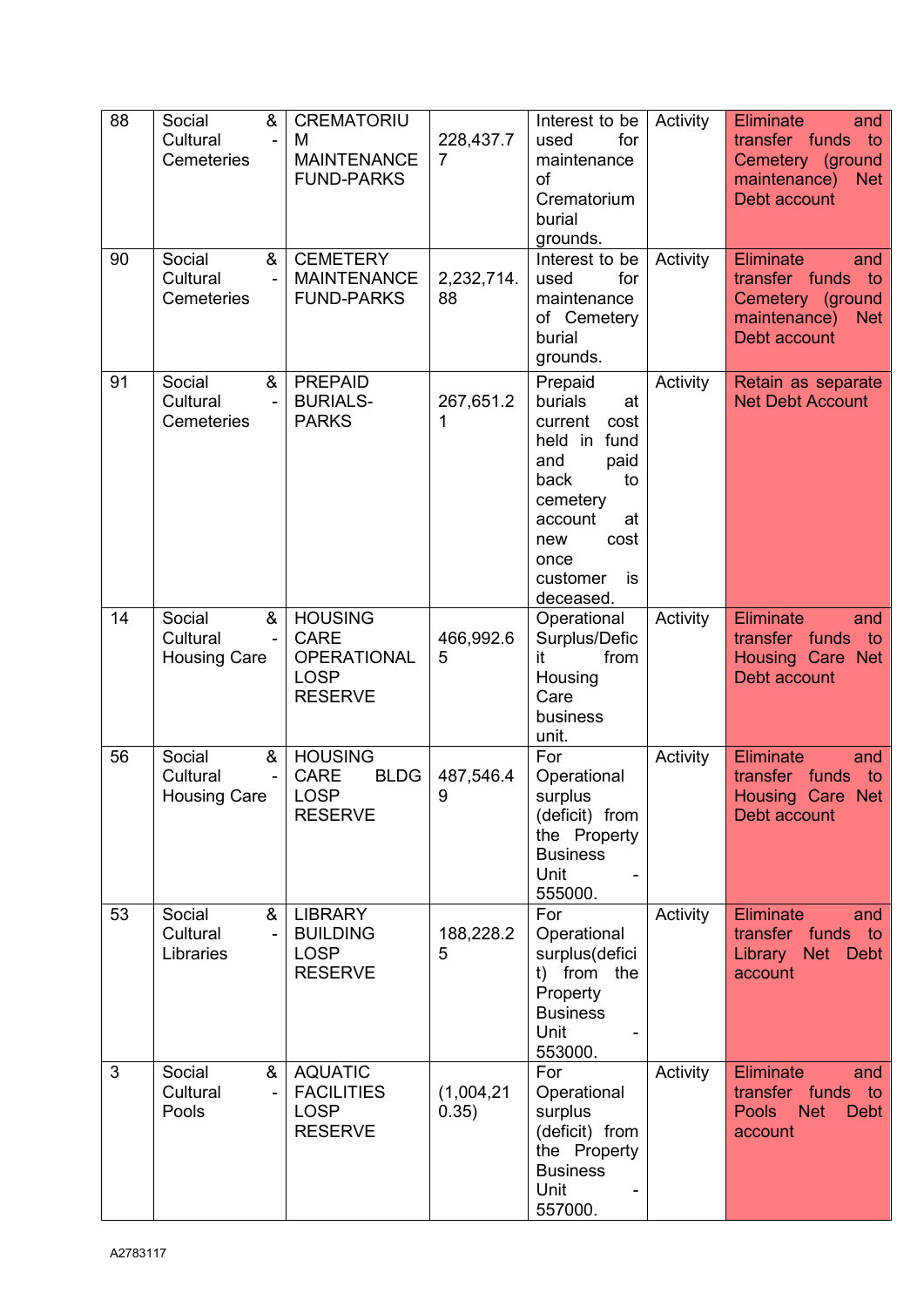| 88 | Social & Cultural - Cemeteries | CREMATORIUM MAINTENANCE FUND-PARKS | 228,437.77 | Interest to be used for maintenance of Crematorium burial grounds. | Activity | Eliminate and transfer funds to Cemetery (ground maintenance) Net Debt account |
|---|---|---|---|---|---|---|
| 90 | Social & Cultural - Cemeteries | CEMETERY MAINTENANCE FUND-PARKS | 2,232,714.88 | Interest to be used for maintenance of Cemetery burial grounds. | Activity | Eliminate and transfer funds to Cemetery (ground maintenance) Net Debt account |
| 91 | Social & Cultural - Cemeteries | PREPAID BURIALS-PARKS | 267,651.21 | Prepaid burials at current cost held in fund and paid back to cemetery account at new cost once customer is deceased. | Activity | Retain as separate Net Debt Account |
| 14 | Social & Cultural - Housing Care | HOUSING CARE OPERATIONAL LOSP RESERVE | 466,992.65 | Operational Surplus/Deficit from Housing Care business unit. | Activity | Eliminate and transfer funds to Housing Care Net Debt account |
| 56 | Social & Cultural - Housing Care | HOUSING CARE BLDG LOSP RESERVE | 487,546.49 | For Operational surplus (deficit) from the Property Business Unit - 555000. | Activity | Eliminate and transfer funds to Housing Care Net Debt account |
| 53 | Social & Cultural - Libraries | LIBRARY BUILDING LOSP RESERVE | 188,228.25 | For Operational surplus(deficit) from the Property Business Unit - 553000. | Activity | Eliminate and transfer funds to Library Net Debt account |
| 3 | Social & Cultural - Pools | AQUATIC FACILITIES LOSP RESERVE | (1,004,210.35) | For Operational surplus (deficit) from the Property Business Unit - 557000. | Activity | Eliminate and transfer funds to Pools Net Debt account |

A2783117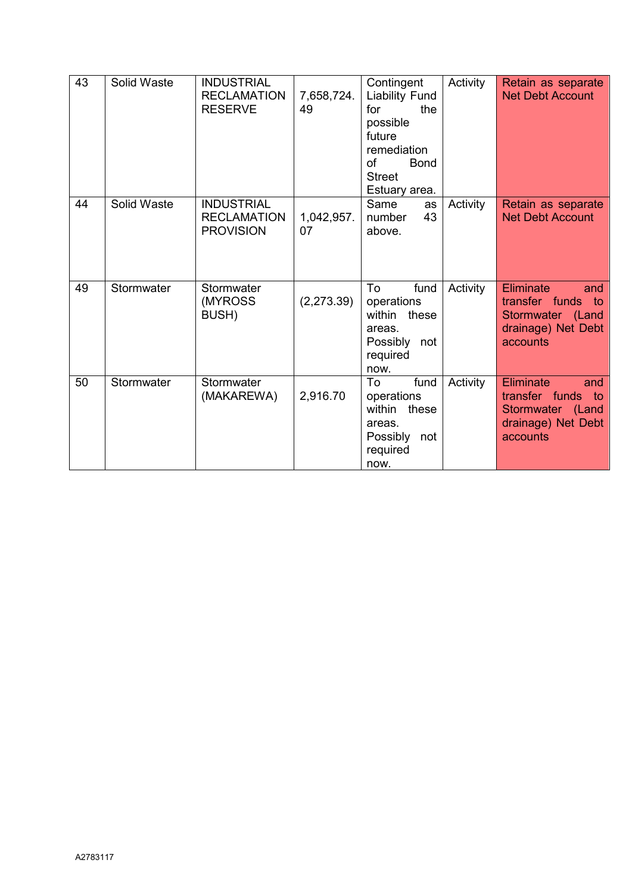| 43 | Solid Waste | INDUSTRIAL RECLAMATION RESERVE | 7,658,724.49 | Contingent Liability Fund for the possible future remediation of Bond Street Estuary area. | Activity | Retain as separate Net Debt Account |
|---|---|---|---|---|---|---|
| 44 | Solid Waste | INDUSTRIAL RECLAMATION PROVISION | 1,042,957.07 | Same as number 43 above. | Activity | Retain as separate Net Debt Account |
| 49 | Stormwater | Stormwater (MYROSS BUSH) | (2,273.39) | To fund operations within these areas. Possibly not required now. | Activity | Eliminate and transfer funds to Stormwater (Land drainage) Net Debt accounts |
| 50 | Stormwater | Stormwater (MAKAREWA) | 2,916.70 | To fund operations within these areas. Possibly not required now. | Activity | Eliminate and transfer funds to Stormwater (Land drainage) Net Debt accounts |

A2783117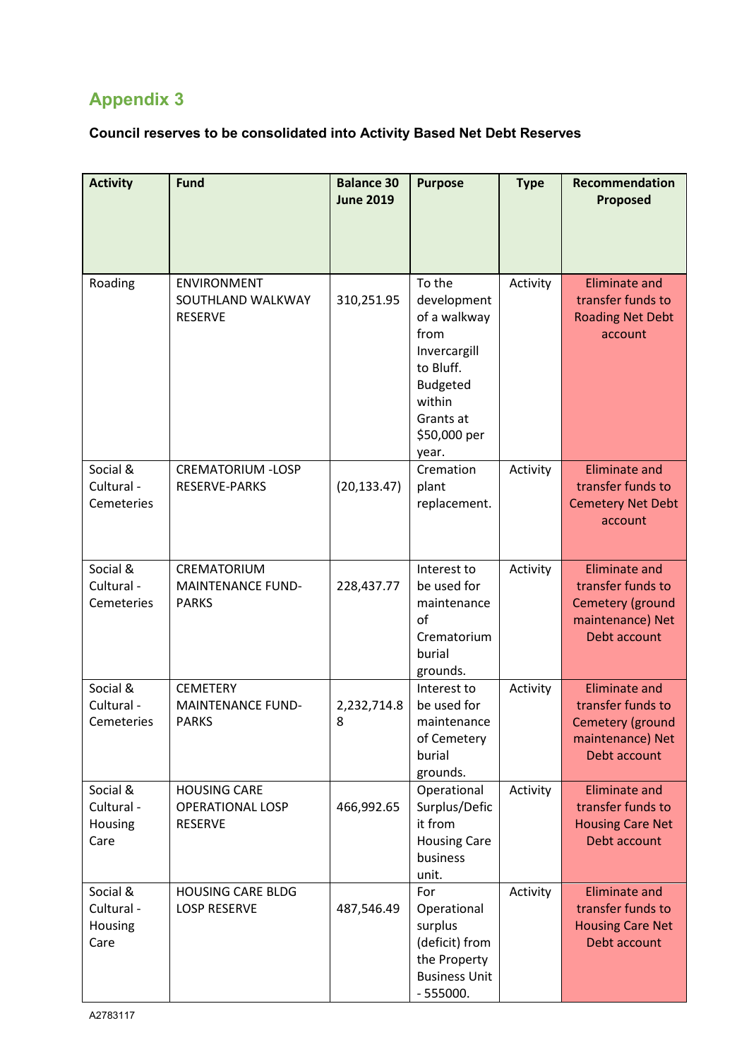## Appendix 3

**Council reserves to be consolidated into Activity Based Net Debt Reserves**

| Activity | Fund | Balance 30 June 2019 | Purpose | Type | Recommendation Proposed |
|---|---|---|---|---|---|
| Roading | ENVIRONMENT SOUTHLAND WALKWAY RESERVE | 310,251.95 | To the development of a walkway from Invercargill to Bluff. Budgeted within Grants at $50,000 per year. | Activity | Eliminate and transfer funds to Roading Net Debt account |
| Social & Cultural - Cemeteries | CREMATORIUM -LOSP RESERVE-PARKS | (20,133.47) | Cremation plant replacement. | Activity | Eliminate and transfer funds to Cemetery Net Debt account |
| Social & Cultural - Cemeteries | CREMATORIUM MAINTENANCE FUND-PARKS | 228,437.77 | Interest to be used for maintenance of Crematorium burial grounds. | Activity | Eliminate and transfer funds to Cemetery (ground maintenance) Net Debt account |
| Social & Cultural - Cemeteries | CEMETERY MAINTENANCE FUND-PARKS | 2,232,714.88 | Interest to be used for maintenance of Cemetery burial grounds. | Activity | Eliminate and transfer funds to Cemetery (ground maintenance) Net Debt account |
| Social & Cultural - Housing Care | HOUSING CARE OPERATIONAL LOSP RESERVE | 466,992.65 | Operational Surplus/Deficit from Housing Care business unit. | Activity | Eliminate and transfer funds to Housing Care Net Debt account |
| Social & Cultural - Housing Care | HOUSING CARE BLDG LOSP RESERVE | 487,546.49 | For Operational surplus (deficit) from the Property Business Unit - 555000. | Activity | Eliminate and transfer funds to Housing Care Net Debt account |

A2783117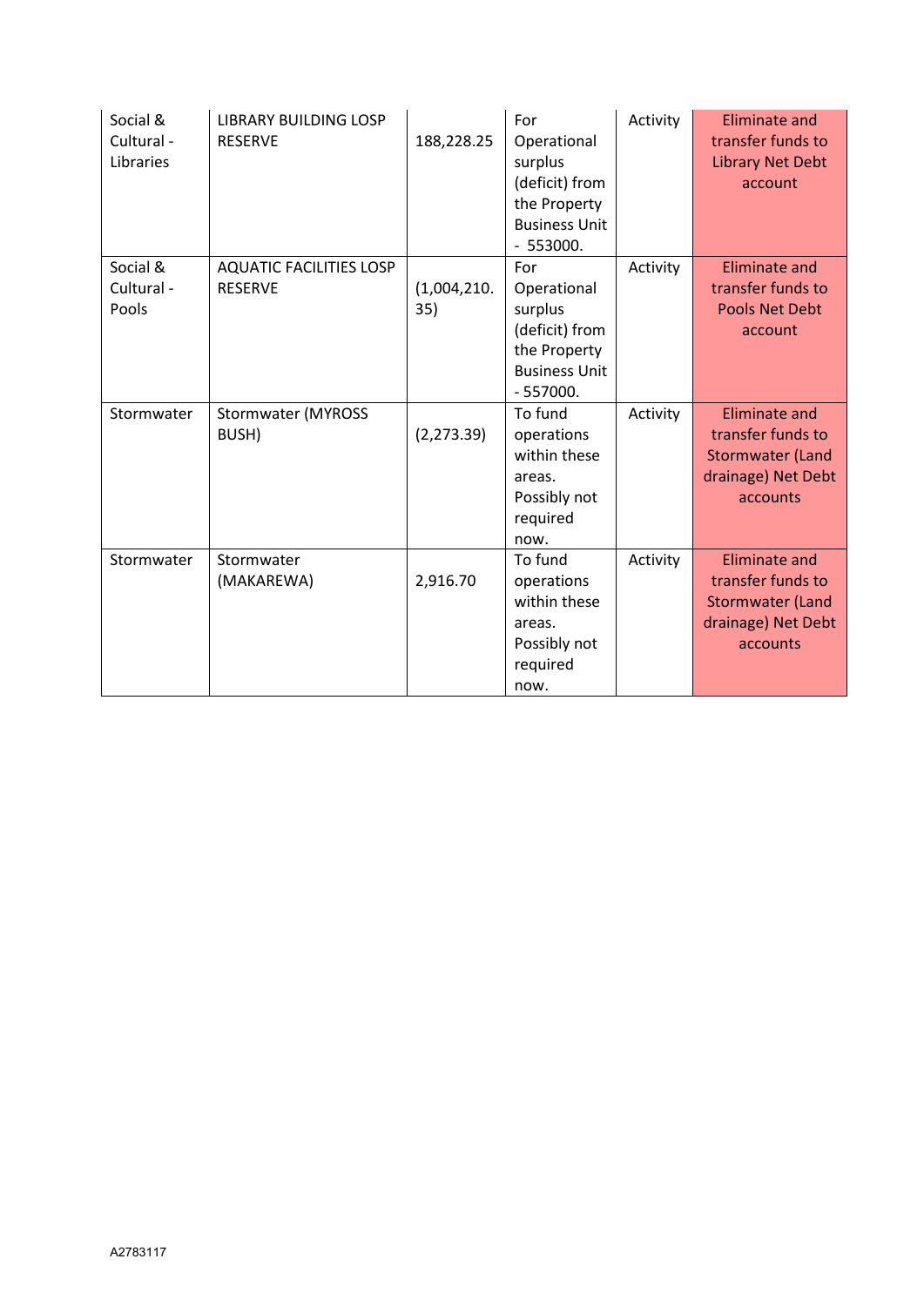| | | | | | |
|---|---|---|---|---|---|
| Social & Cultural - Libraries | LIBRARY BUILDING LOSP RESERVE | 188,228.25 | For Operational surplus (deficit) from the Property Business Unit - 553000. | Activity | Eliminate and transfer funds to Library Net Debt account |
| Social & Cultural - Pools | AQUATIC FACILITIES LOSP RESERVE | (1,004,210.35) | For Operational surplus (deficit) from the Property Business Unit - 557000. | Activity | Eliminate and transfer funds to Pools Net Debt account |
| Stormwater | Stormwater (MYROSS BUSH) | (2,273.39) | To fund operations within these areas. Possibly not required now. | Activity | Eliminate and transfer funds to Stormwater (Land drainage) Net Debt accounts |
| Stormwater | Stormwater (MAKAREWA) | 2,916.70 | To fund operations within these areas. Possibly not required now. | Activity | Eliminate and transfer funds to Stormwater (Land drainage) Net Debt accounts |

A2783117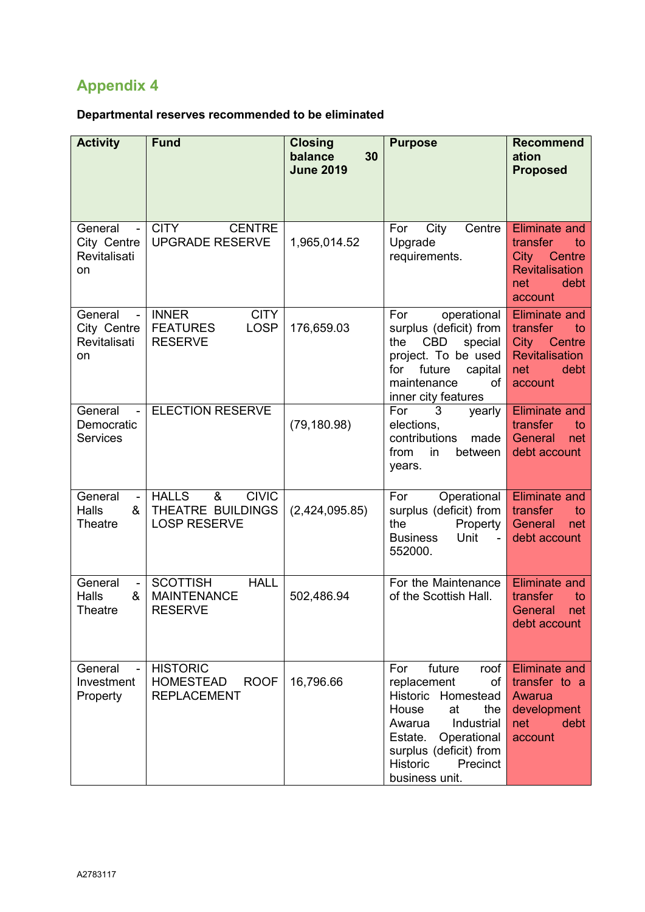## Appendix 4

**Departmental reserves recommended to be eliminated**

| Activity | Fund | Closing balance 30 June 2019 | Purpose | Recommendation Proposed |
|---|---|---|---|---|
| General - City Centre Revitalisation | CITY CENTRE UPGRADE RESERVE | 1,965,014.52 | For City Centre Upgrade requirements. | Eliminate and transfer to City Centre Revitalisation net debt account |
| General - City Centre Revitalisation | INNER CITY FEATURES LOSP RESERVE | 176,659.03 | For operational surplus (deficit) from the CBD special project. To be used for future capital maintenance of inner city features | Eliminate and transfer to City Centre Revitalisation net debt account |
| General - Democratic Services | ELECTION RESERVE | (79,180.98) | For 3 yearly elections, contributions made from in between years. | Eliminate and transfer to General net debt account |
| General - Halls & Theatre | HALLS & CIVIC THEATRE BUILDINGS LOSP RESERVE | (2,424,095.85) | For Operational surplus (deficit) from the Property Business Unit - 552000. | Eliminate and transfer to General net debt account |
| General - Halls & Theatre | SCOTTISH HALL MAINTENANCE RESERVE | 502,486.94 | For the Maintenance of the Scottish Hall. | Eliminate and transfer to General net debt account |
| General - Investment Property | HISTORIC HOMESTEAD ROOF REPLACEMENT | 16,796.66 | For future roof replacement of Historic Homestead House at the Awarua Industrial Estate. Operational surplus (deficit) from Historic Precinct business unit. | Eliminate and transfer to a Awarua development net debt account |

A2783117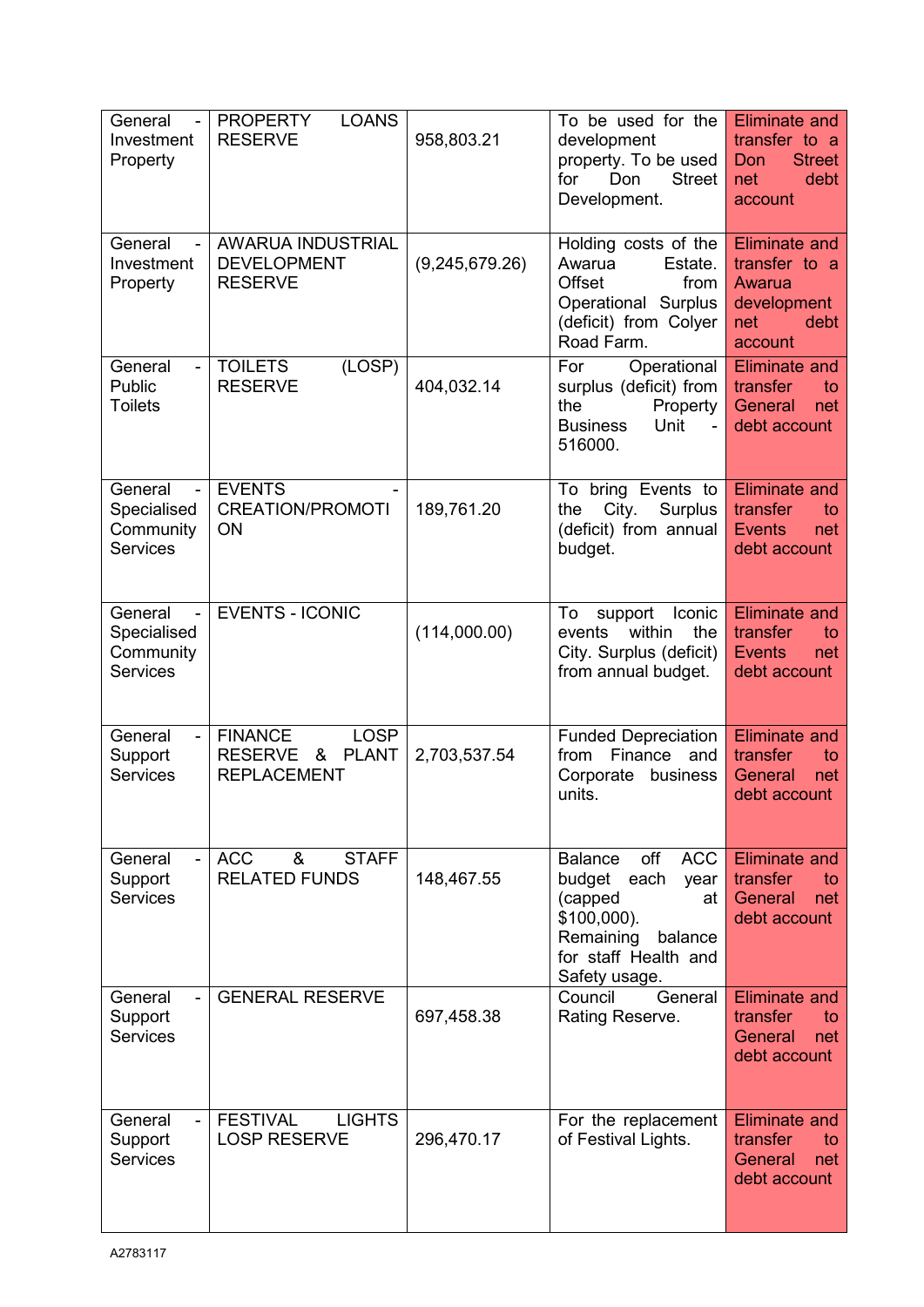| General - Investment Property | PROPERTY LOANS RESERVE | 958,803.21 | To be used for the development property. To be used for Don Street Development. | Eliminate and transfer to a Don Street net debt account |
|---|---|---|---|---|
| General - Investment Property | AWARUA INDUSTRIAL DEVELOPMENT RESERVE | (9,245,679.26) | Holding costs of the Awarua Estate. Offset from Operational Surplus (deficit) from Colyer Road Farm. | Eliminate and transfer to a Awarua development net debt account |
| General - Public Toilets | TOILETS (LOSP) RESERVE | 404,032.14 | For Operational surplus (deficit) from the Property Business Unit - 516000. | Eliminate and transfer to General net debt account |
| General - Specialised Community Services | EVENTS - CREATION/PROMOTION | 189,761.20 | To bring Events to the City. Surplus (deficit) from annual budget. | Eliminate and transfer to Events net debt account |
| General - Specialised Community Services | EVENTS - ICONIC | (114,000.00) | To support Iconic events within the City. Surplus (deficit) from annual budget. | Eliminate and transfer to Events net debt account |
| General - Support Services | FINANCE LOSP RESERVE & PLANT REPLACEMENT | 2,703,537.54 | Funded Depreciation from Finance and Corporate business units. | Eliminate and transfer to General net debt account |
| General - Support Services | ACC & STAFF RELATED FUNDS | 148,467.55 | Balance off ACC budget each year (capped at $100,000). Remaining balance for staff Health and Safety usage. | Eliminate and transfer to General net debt account |
| General - Support Services | GENERAL RESERVE | 697,458.38 | Council General Rating Reserve. | Eliminate and transfer to General net debt account |
| General - Support Services | FESTIVAL LIGHTS LOSP RESERVE | 296,470.17 | For the replacement of Festival Lights. | Eliminate and transfer to General net debt account |

A2783117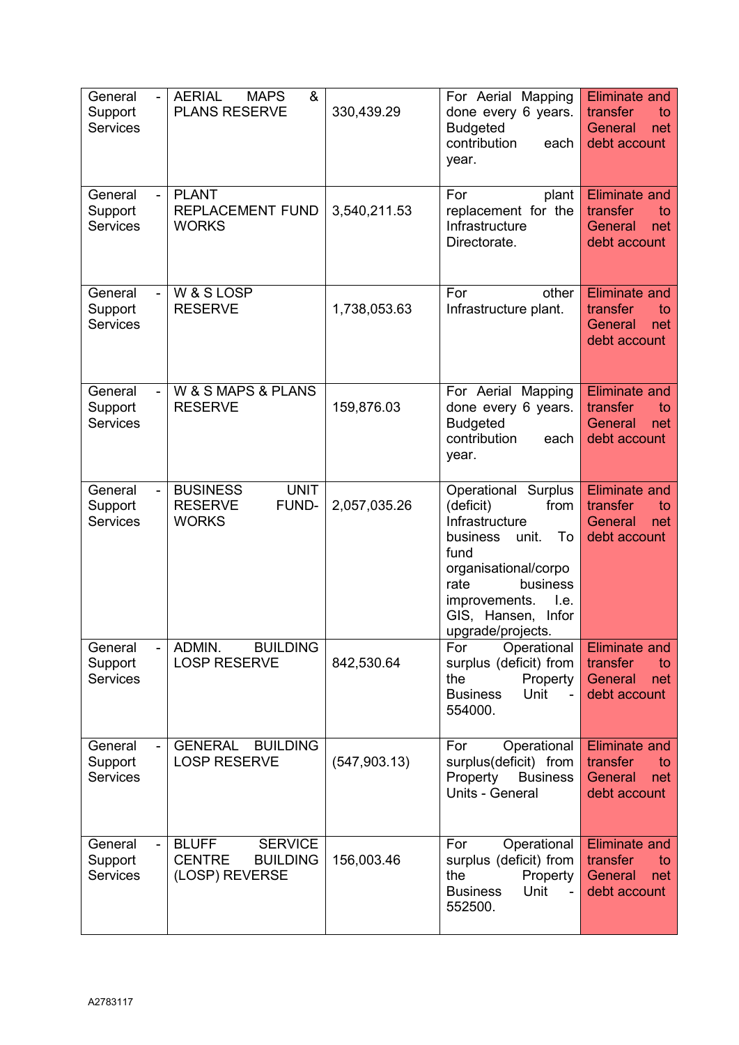| | | | | |
|---|---|---|---|---|
| General - Support Services | AERIAL MAPS & PLANS RESERVE | 330,439.29 | For Aerial Mapping done every 6 years. Budgeted contribution each year. | Eliminate and transfer to General net debt account |
| General - Support Services | PLANT REPLACEMENT FUND WORKS | 3,540,211.53 | For plant replacement for the Infrastructure Directorate. | Eliminate and transfer to General net debt account |
| General - Support Services | W & S LOSP RESERVE | 1,738,053.63 | For other Infrastructure plant. | Eliminate and transfer to General net debt account |
| General - Support Services | W & S MAPS & PLANS RESERVE | 159,876.03 | For Aerial Mapping done every 6 years. Budgeted contribution each year. | Eliminate and transfer to General net debt account |
| General - Support Services | BUSINESS UNIT RESERVE FUND-WORKS | 2,057,035.26 | Operational Surplus (deficit) from Infrastructure business unit. To fund organisational/corporate business improvements. I.e. GIS, Hansen, Infor upgrade/projects. | Eliminate and transfer to General net debt account |
| General - Support Services | ADMIN. BUILDING LOSP RESERVE | 842,530.64 | For Operational surplus (deficit) from the Property Business Unit - 554000. | Eliminate and transfer to General net debt account |
| General - Support Services | GENERAL BUILDING LOSP RESERVE | (547,903.13) | For Operational surplus(deficit) from Property Business Units - General | Eliminate and transfer to General net debt account |
| General - Support Services | BLUFF SERVICE CENTRE BUILDING (LOSP) REVERSE | 156,003.46 | For Operational surplus (deficit) from the Property Business Unit - 552500. | Eliminate and transfer to General net debt account |

A2783117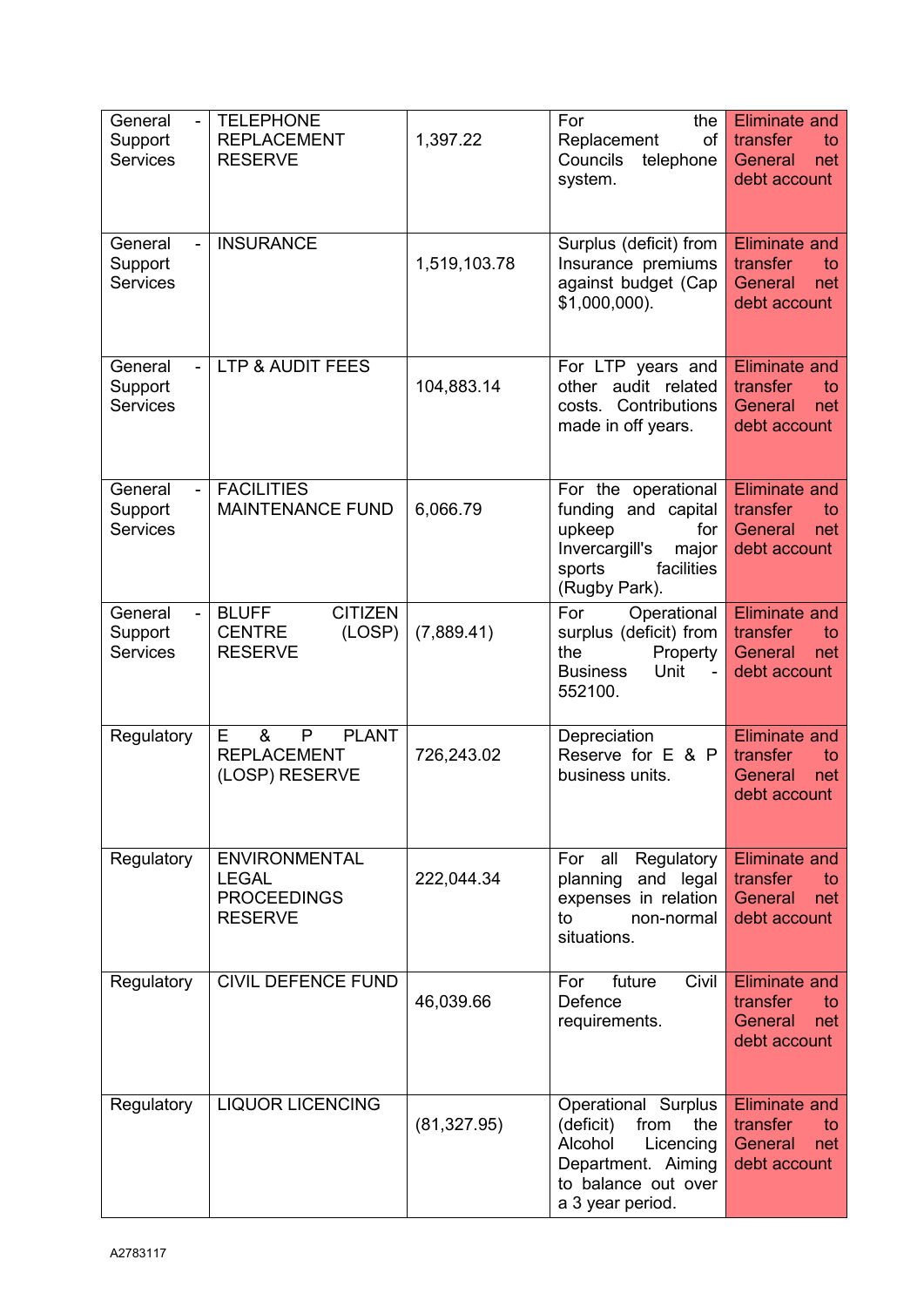| General - Support Services | TELEPHONE REPLACEMENT RESERVE | 1,397.22 | For the Replacement of Councils telephone system. | Eliminate and transfer to General net debt account |
|---|---|---|---|---|
| General - Support Services | INSURANCE | 1,519,103.78 | Surplus (deficit) from Insurance premiums against budget (Cap $1,000,000). | Eliminate and transfer to General net debt account |
| General - Support Services | LTP & AUDIT FEES | 104,883.14 | For LTP years and other audit related costs. Contributions made in off years. | Eliminate and transfer to General net debt account |
| General - Support Services | FACILITIES MAINTENANCE FUND | 6,066.79 | For the operational funding and capital upkeep for Invercargill's major sports facilities (Rugby Park). | Eliminate and transfer to General net debt account |
| General - Support Services | BLUFF CITIZEN CENTRE (LOSP) RESERVE | (7,889.41) | For Operational surplus (deficit) from the Property Business Unit - 552100. | Eliminate and transfer to General net debt account |
| Regulatory | E & P PLANT REPLACEMENT (LOSP) RESERVE | 726,243.02 | Depreciation Reserve for E & P business units. | Eliminate and transfer to General net debt account |
| Regulatory | ENVIRONMENTAL LEGAL PROCEEDINGS RESERVE | 222,044.34 | For all Regulatory planning and legal expenses in relation to non-normal situations. | Eliminate and transfer to General net debt account |
| Regulatory | CIVIL DEFENCE FUND | 46,039.66 | For future Civil Defence requirements. | Eliminate and transfer to General net debt account |
| Regulatory | LIQUOR LICENCING | (81,327.95) | Operational Surplus (deficit) from the Alcohol Licencing Department. Aiming to balance out over a 3 year period. | Eliminate and transfer to General net debt account |

A2783117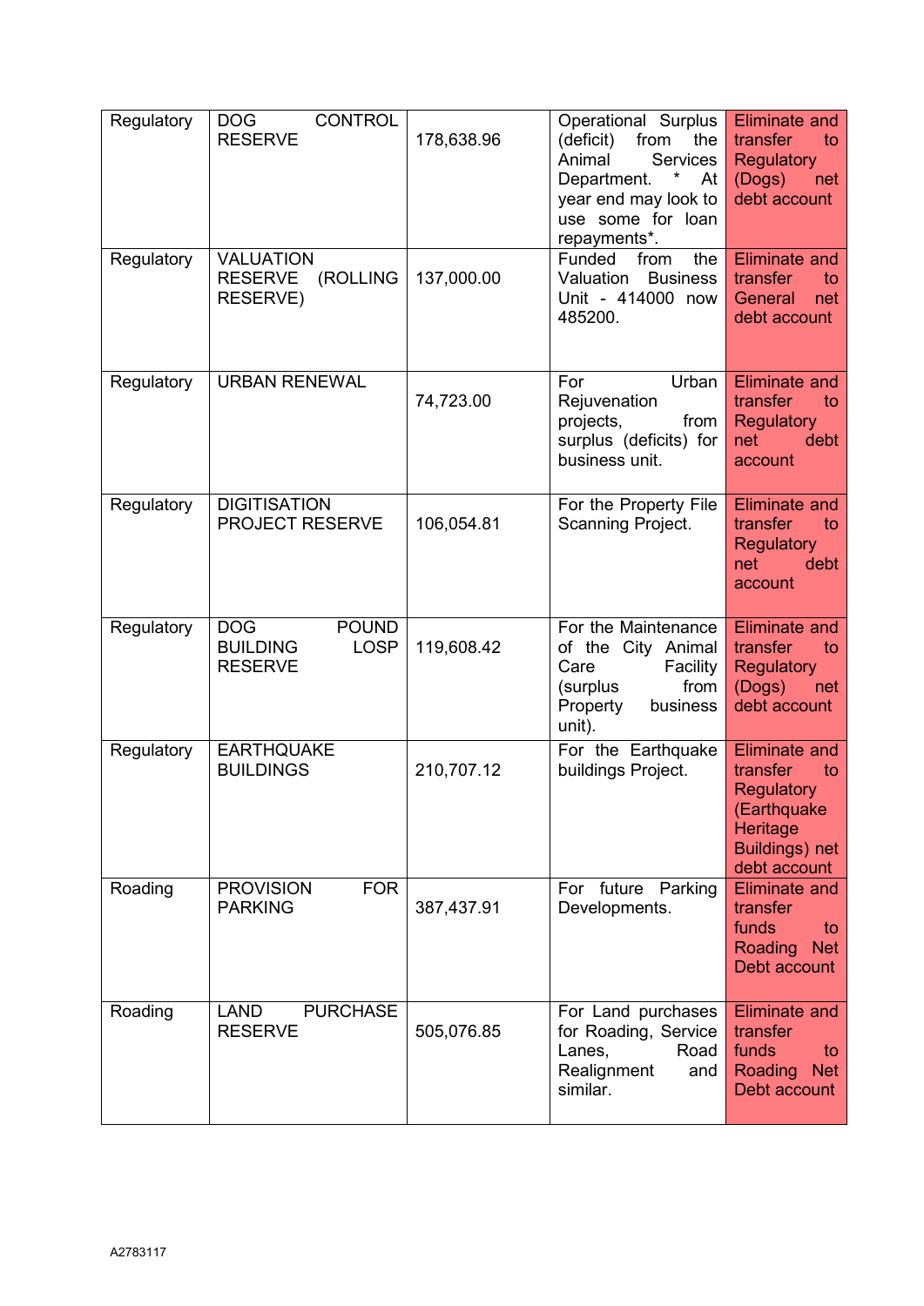| Regulatory | DOG CONTROL RESERVE | 178,638.96 | Operational Surplus (deficit) from the Animal Services Department. * At year end may look to use some for loan repayments*. | Eliminate and transfer to Regulatory (Dogs) net debt account |
|---|---|---|---|---|
| Regulatory | VALUATION RESERVE (ROLLING RESERVE) | 137,000.00 | Funded from the Valuation Business Unit - 414000 now 485200. | Eliminate and transfer to General net debt account |
| Regulatory | URBAN RENEWAL | 74,723.00 | For Urban Rejuvenation projects, from surplus (deficits) for business unit. | Eliminate and transfer to Regulatory net debt account |
| Regulatory | DIGITISATION PROJECT RESERVE | 106,054.81 | For the Property File Scanning Project. | Eliminate and transfer to Regulatory net debt account |
| Regulatory | DOG POUND BUILDING LOSP RESERVE | 119,608.42 | For the Maintenance of the City Animal Care Facility (surplus from Property business unit). | Eliminate and transfer to Regulatory (Dogs) net debt account |
| Regulatory | EARTHQUAKE BUILDINGS | 210,707.12 | For the Earthquake buildings Project. | Eliminate and transfer to Regulatory (Earthquake Heritage Buildings) net debt account |
| Roading | PROVISION FOR PARKING | 387,437.91 | For future Parking Developments. | Eliminate and transfer funds to Roading Net Debt account |
| Roading | LAND PURCHASE RESERVE | 505,076.85 | For Land purchases for Roading, Service Lanes, Road Realignment and similar. | Eliminate and transfer funds to Roading Net Debt account |

A2783117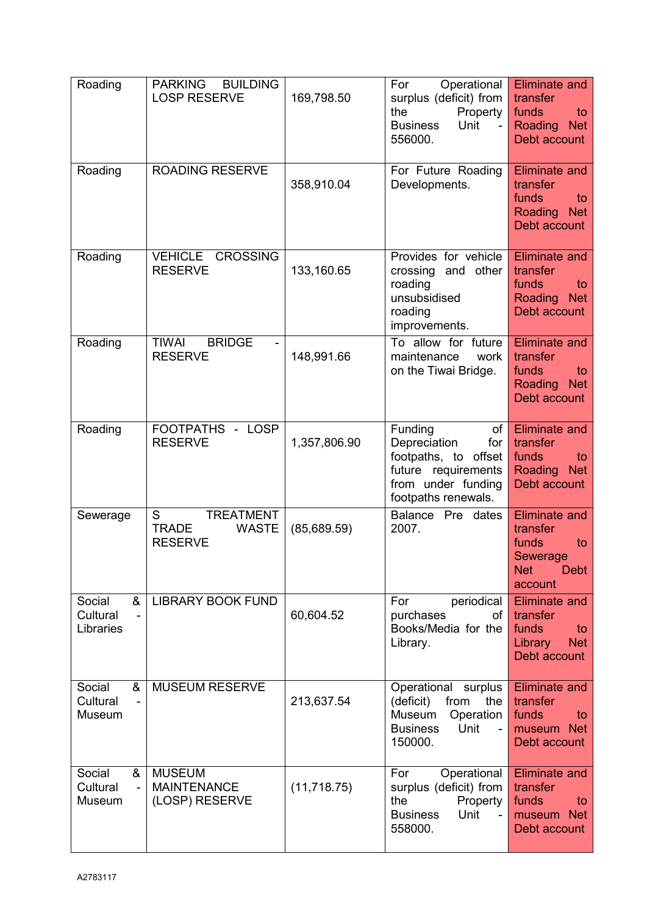| Roading | PARKING BUILDING LOSP RESERVE | 169,798.50 | For Operational surplus (deficit) from the Property Business Unit - 556000. | Eliminate and transfer funds to Roading Net Debt account |
|---|---|---|---|---|
| Roading | ROADING RESERVE | 358,910.04 | For Future Roading Developments. | Eliminate and transfer funds to Roading Net Debt account |
| Roading | VEHICLE CROSSING RESERVE | 133,160.65 | Provides for vehicle crossing and other roading unsubsidised roading improvements. | Eliminate and transfer funds to Roading Net Debt account |
| Roading | TIWAI BRIDGE - RESERVE | 148,991.66 | To allow for future maintenance work on the Tiwai Bridge. | Eliminate and transfer funds to Roading Net Debt account |
| Roading | FOOTPATHS - LOSP RESERVE | 1,357,806.90 | Funding of Depreciation for footpaths, to offset future requirements from under funding footpaths renewals. | Eliminate and transfer funds to Roading Net Debt account |
| Sewerage | S TREATMENT TRADE WASTE RESERVE | (85,689.59) | Balance Pre dates 2007. | Eliminate and transfer funds to Sewerage Net Debt account |
| Social & Cultural - Libraries | LIBRARY BOOK FUND | 60,604.52 | For periodical purchases of Books/Media for the Library. | Eliminate and transfer funds to Library Net Debt account |
| Social & Cultural - Museum | MUSEUM RESERVE | 213,637.54 | Operational surplus (deficit) from the Museum Operation Business Unit - 150000. | Eliminate and transfer funds to museum Net Debt account |
| Social & Cultural - Museum | MUSEUM MAINTENANCE (LOSP) RESERVE | (11,718.75) | For Operational surplus (deficit) from the Property Business Unit - 558000. | Eliminate and transfer funds to museum Net Debt account |

A2783117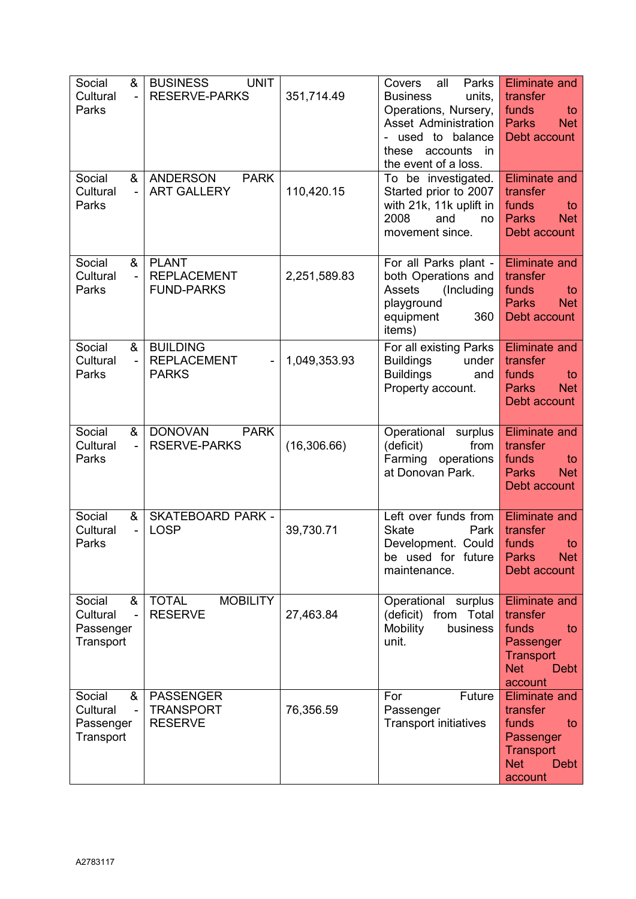| Social & Cultural - Parks | BUSINESS UNIT RESERVE-PARKS | 351,714.49 | Covers all Parks Business units, Operations, Nursery, Asset Administration - used to balance these accounts in the event of a loss. | Eliminate and transfer funds to Parks Net Debt account |
|---|---|---|---|---|
| Social & Cultural - Parks | ANDERSON PARK ART GALLERY | 110,420.15 | To be investigated. Started prior to 2007 with 21k, 11k uplift in 2008 and no movement since. | Eliminate and transfer funds to Parks Net Debt account |
| Social & Cultural - Parks | PLANT REPLACEMENT FUND-PARKS | 2,251,589.83 | For all Parks plant - both Operations and Assets (Including playground equipment 360 items) | Eliminate and transfer funds to Parks Net Debt account |
| Social & Cultural - Parks | BUILDING REPLACEMENT - PARKS | 1,049,353.93 | For all existing Parks Buildings under Buildings and Property account. | Eliminate and transfer funds to Parks Net Debt account |
| Social & Cultural - Parks | DONOVAN PARK RSERVE-PARKS | (16,306.66) | Operational surplus (deficit) from Farming operations at Donovan Park. | Eliminate and transfer funds to Parks Net Debt account |
| Social & Cultural - Parks | SKATEBOARD PARK - LOSP | 39,730.71 | Left over funds from Skate Park Development. Could be used for future maintenance. | Eliminate and transfer funds to Parks Net Debt account |
| Social & Cultural - Passenger Transport | TOTAL MOBILITY RESERVE | 27,463.84 | Operational surplus (deficit) from Total Mobility business unit. | Eliminate and transfer funds to Passenger Transport Net Debt account |
| Social & Cultural - Passenger Transport | PASSENGER TRANSPORT RESERVE | 76,356.59 | For Future Passenger Transport initiatives | Eliminate and transfer funds to Passenger Transport Net Debt account |

A2783117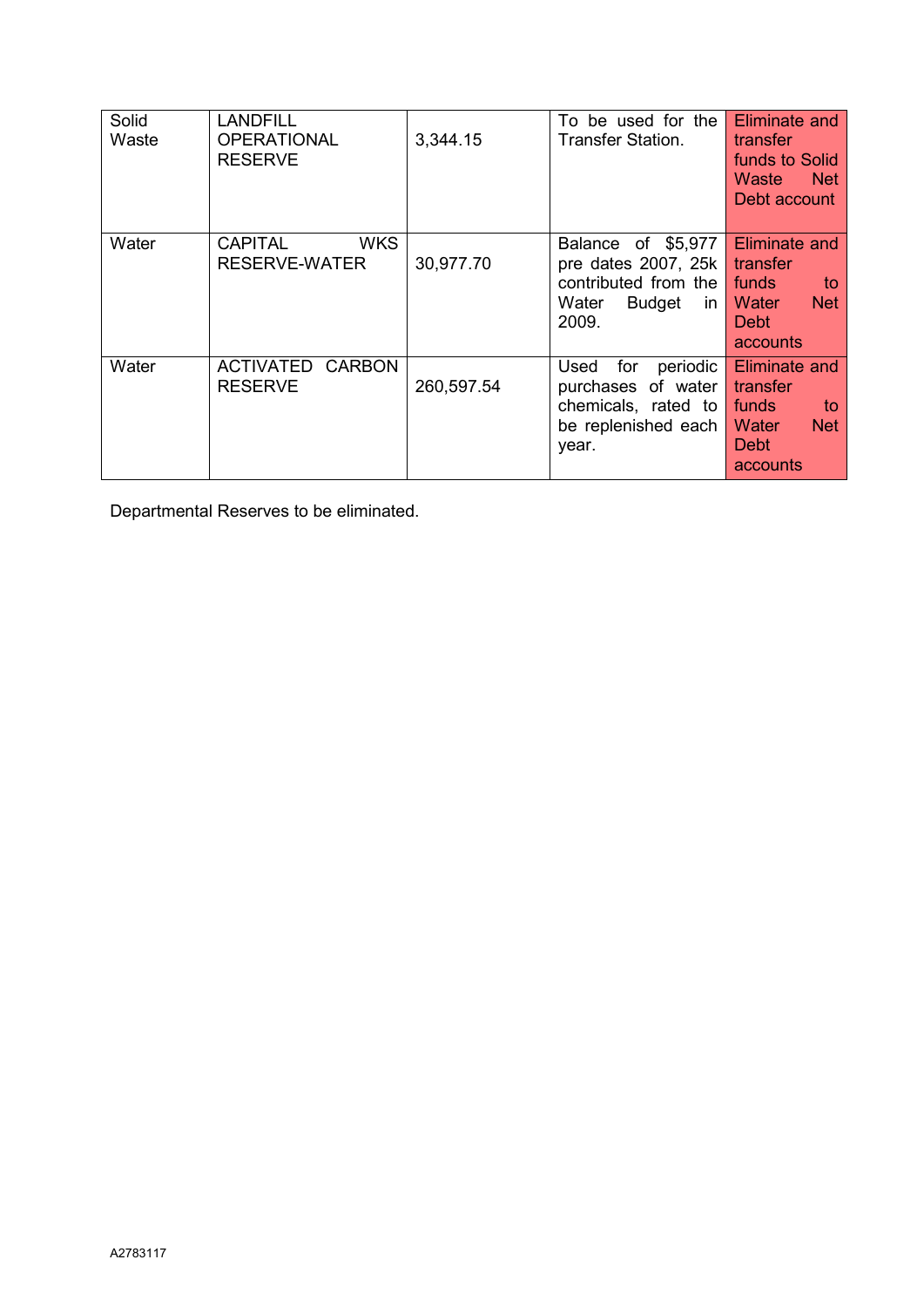| | | | | |
|---|---|---|---|---|
| Solid Waste | LANDFILL OPERATIONAL RESERVE | 3,344.15 | To be used for the Transfer Station. | Eliminate and transfer funds to Solid Waste Net Debt account |
| Water | CAPITAL WKS RESERVE-WATER | 30,977.70 | Balance of $5,977 pre dates 2007, 25k contributed from the Water Budget in 2009. | Eliminate and transfer funds to Water Net Debt accounts |
| Water | ACTIVATED CARBON RESERVE | 260,597.54 | Used for periodic purchases of water chemicals, rated to be replenished each year. | Eliminate and transfer funds to Water Net Debt accounts |

Departmental Reserves to be eliminated.

A2783117